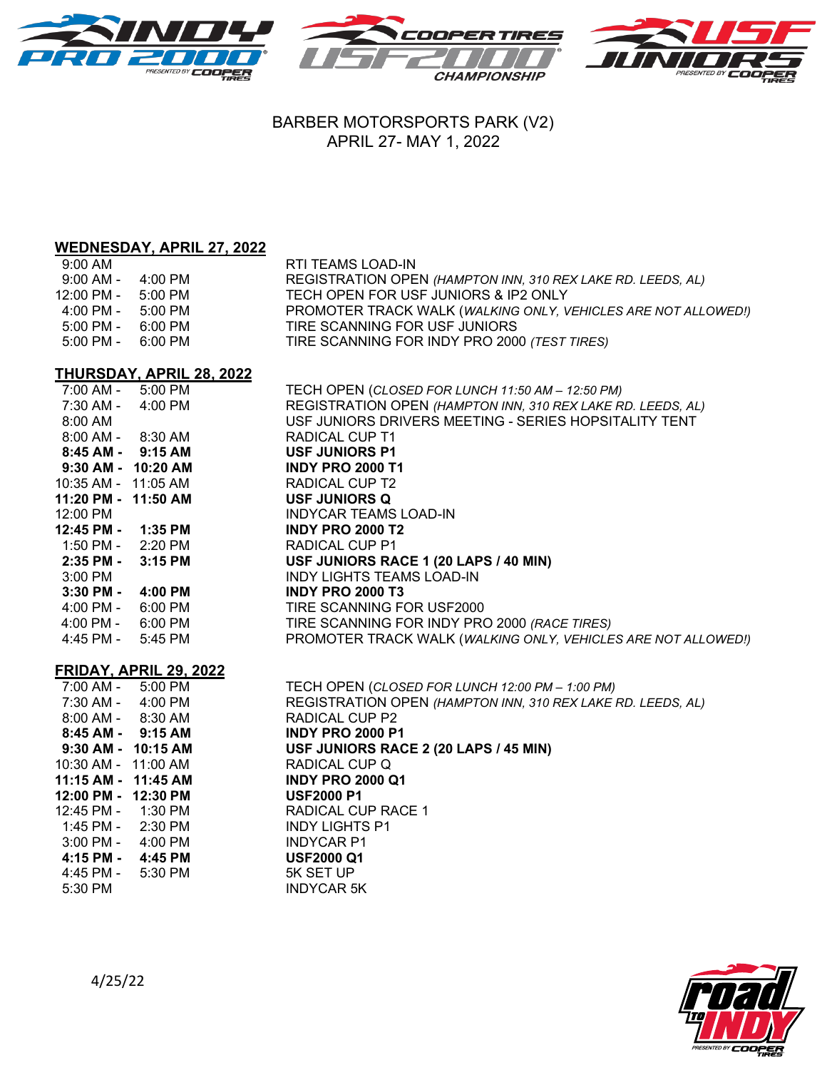BARBER MOTORSPORTS PARK (V2)
APRIL 27- MAY 1, 2022

## WEDNESDAY, APRIL 27, 2022

| Time | Event |
|---|---|
| 9:00 AM | RTI TEAMS LOAD-IN |
| 9:00 AM - 4:00 PM | REGISTRATION OPEN *(HAMPTON INN, 310 REX LAKE RD. LEEDS, AL)* |
| 12:00 PM - 5:00 PM | TECH OPEN FOR USF JUNIORS & IP2 ONLY |
| 4:00 PM - 5:00 PM | PROMOTER TRACK WALK (*WALKING ONLY, VEHICLES ARE NOT ALLOWED!)* |
| 5:00 PM - 6:00 PM | TIRE SCANNING FOR USF JUNIORS |
| 5:00 PM - 6:00 PM | TIRE SCANNING FOR INDY PRO 2000 *(TEST TIRES)* |

## THURSDAY, APRIL 28, 2022

| Time | Event |
|---|---|
| 7:00 AM - 5:00 PM | TECH OPEN (*CLOSED FOR LUNCH 11:50 AM – 12:50 PM)* |
| 7:30 AM - 4:00 PM | REGISTRATION OPEN *(HAMPTON INN, 310 REX LAKE RD. LEEDS, AL)* |
| 8:00 AM | USF JUNIORS DRIVERS MEETING - SERIES HOSPITALITY TENT |
| 8:00 AM - 8:30 AM | RADICAL CUP T1 |
| **8:45 AM - 9:15 AM** | **USF JUNIORS P1** |
| **9:30 AM - 10:20 AM** | **INDY PRO 2000 T1** |
| 10:35 AM - 11:05 AM | RADICAL CUP T2 |
| **11:20 PM - 11:50 AM** | **USF JUNIORS Q** |
| 12:00 PM | INDYCAR TEAMS LOAD-IN |
| **12:45 PM - 1:35 PM** | **INDY PRO 2000 T2** |
| 1:50 PM - 2:20 PM | RADICAL CUP P1 |
| **2:35 PM - 3:15 PM** | **USF JUNIORS RACE 1 (20 LAPS / 40 MIN)** |
| 3:00 PM | INDY LIGHTS TEAMS LOAD-IN |
| **3:30 PM - 4:00 PM** | **INDY PRO 2000 T3** |
| 4:00 PM - 6:00 PM | TIRE SCANNING FOR USF2000 |
| 4:00 PM - 6:00 PM | TIRE SCANNING FOR INDY PRO 2000 *(RACE TIRES)* |
| 4:45 PM - 5:45 PM | PROMOTER TRACK WALK (*WALKING ONLY, VEHICLES ARE NOT ALLOWED!)* |

## FRIDAY, APRIL 29, 2022

| Time | Event |
|---|---|
| 7:00 AM - 5:00 PM | TECH OPEN (*CLOSED FOR LUNCH 12:00 PM – 1:00 PM)* |
| 7:30 AM - 4:00 PM | REGISTRATION OPEN *(HAMPTON INN, 310 REX LAKE RD. LEEDS, AL)* |
| 8:00 AM - 8:30 AM | RADICAL CUP P2 |
| **8:45 AM - 9:15 AM** | **INDY PRO 2000 P1** |
| **9:30 AM - 10:15 AM** | **USF JUNIORS RACE 2 (20 LAPS / 45 MIN)** |
| 10:30 AM - 11:00 AM | RADICAL CUP Q |
| **11:15 AM - 11:45 AM** | **INDY PRO 2000 Q1** |
| **12:00 PM - 12:30 PM** | **USF2000 P1** |
| 12:45 PM - 1:30 PM | RADICAL CUP RACE 1 |
| 1:45 PM - 2:30 PM | INDY LIGHTS P1 |
| 3:00 PM - 4:00 PM | INDYCAR P1 |
| **4:15 PM - 4:45 PM** | **USF2000 Q1** |
| 4:45 PM - 5:30 PM | 5K SET UP |
| 5:30 PM | INDYCAR 5K |

4/25/22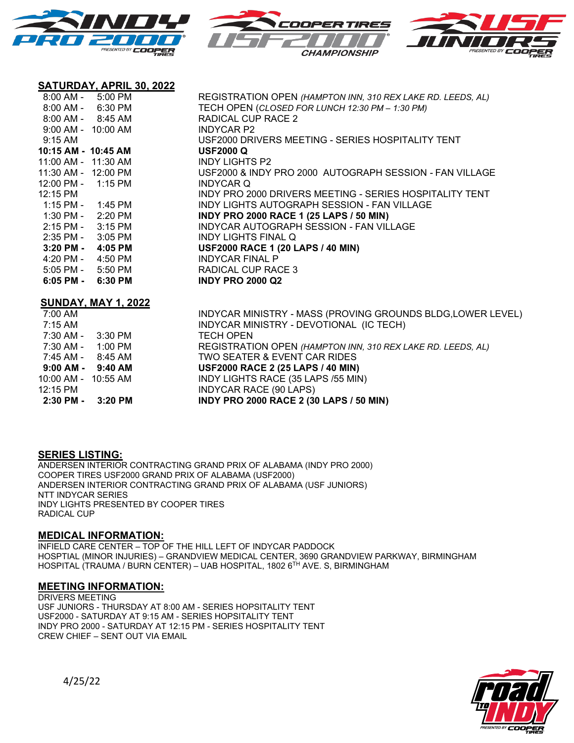## SATURDAY, APRIL 30, 2022

| | |
|---|---|
| 8:00 AM - 5:00 PM | REGISTRATION OPEN *(HAMPTON INN, 310 REX LAKE RD. LEEDS, AL)* |
| 8:00 AM - 6:30 PM | TECH OPEN (*CLOSED FOR LUNCH 12:30 PM – 1:30 PM)* |
| 8:00 AM - 8:45 AM | RADICAL CUP RACE 2 |
| 9:00 AM - 10:00 AM | INDYCAR P2 |
| 9:15 AM | USF2000 DRIVERS MEETING - SERIES HOSPITALITY TENT |
| **10:15 AM - 10:45 AM** | **USF2000 Q** |
| 11:00 AM - 11:30 AM | INDY LIGHTS P2 |
| 11:30 AM - 12:00 PM | USF2000 & INDY PRO 2000 AUTOGRAPH SESSION - FAN VILLAGE |
| 12:00 PM - 1:15 PM | INDYCAR Q |
| 12:15 PM | INDY PRO 2000 DRIVERS MEETING - SERIES HOSPITALITY TENT |
| 1:15 PM - 1:45 PM | INDY LIGHTS AUTOGRAPH SESSION - FAN VILLAGE |
| 1:30 PM - 2:20 PM | **INDY PRO 2000 RACE 1 (25 LAPS / 50 MIN)** |
| 2:15 PM - 3:15 PM | INDYCAR AUTOGRAPH SESSION - FAN VILLAGE |
| 2:35 PM - 3:05 PM | INDY LIGHTS FINAL Q |
| **3:20 PM - 4:05 PM** | **USF2000 RACE 1 (20 LAPS / 40 MIN)** |
| 4:20 PM - 4:50 PM | INDYCAR FINAL P |
| 5:05 PM - 5:50 PM | RADICAL CUP RACE 3 |
| **6:05 PM - 6:30 PM** | **INDY PRO 2000 Q2** |

## SUNDAY, MAY 1, 2022

| | |
|---|---|
| 7:00 AM | INDYCAR MINISTRY - MASS (PROVING GROUNDS BLDG,LOWER LEVEL) |
| 7:15 AM | INDYCAR MINISTRY - DEVOTIONAL (IC TECH) |
| 7:30 AM - 3:30 PM | TECH OPEN |
| 7:30 AM - 1:00 PM | REGISTRATION OPEN *(HAMPTON INN, 310 REX LAKE RD. LEEDS, AL)* |
| 7:45 AM - 8:45 AM | TWO SEATER & EVENT CAR RIDES |
| **9:00 AM - 9:40 AM** | **USF2000 RACE 2 (25 LAPS / 40 MIN)** |
| 10:00 AM - 10:55 AM | INDY LIGHTS RACE (35 LAPS /55 MIN) |
| 12:15 PM | INDYCAR RACE (90 LAPS) |
| **2:30 PM - 3:20 PM** | **INDY PRO 2000 RACE 2 (30 LAPS / 50 MIN)** |

## SERIES LISTING:

ANDERSEN INTERIOR CONTRACTING GRAND PRIX OF ALABAMA (INDY PRO 2000)
COOPER TIRES USF2000 GRAND PRIX OF ALABAMA (USF2000)
ANDERSEN INTERIOR CONTRACTING GRAND PRIX OF ALABAMA (USF JUNIORS)
NTT INDYCAR SERIES
INDY LIGHTS PRESENTED BY COOPER TIRES
RADICAL CUP

## MEDICAL INFORMATION:

INFIELD CARE CENTER – TOP OF THE HILL LEFT OF INDYCAR PADDOCK
HOSPTIAL (MINOR INJURIES) – GRANDVIEW MEDICAL CENTER, 3690 GRANDVIEW PARKWAY, BIRMINGHAM
HOSPITAL (TRAUMA / BURN CENTER) – UAB HOSPITAL, 1802 6TH AVE. S, BIRMINGHAM

## MEETING INFORMATION:

DRIVERS MEETING
USF JUNIORS - THURSDAY AT 8:00 AM - SERIES HOPSITALITY TENT
USF2000 - SATURDAY AT 9:15 AM - SERIES HOPSITALITY TENT
INDY PRO 2000 - SATURDAY AT 12:15 PM - SERIES HOSPITALITY TENT
CREW CHIEF – SENT OUT VIA EMAIL

4/25/22